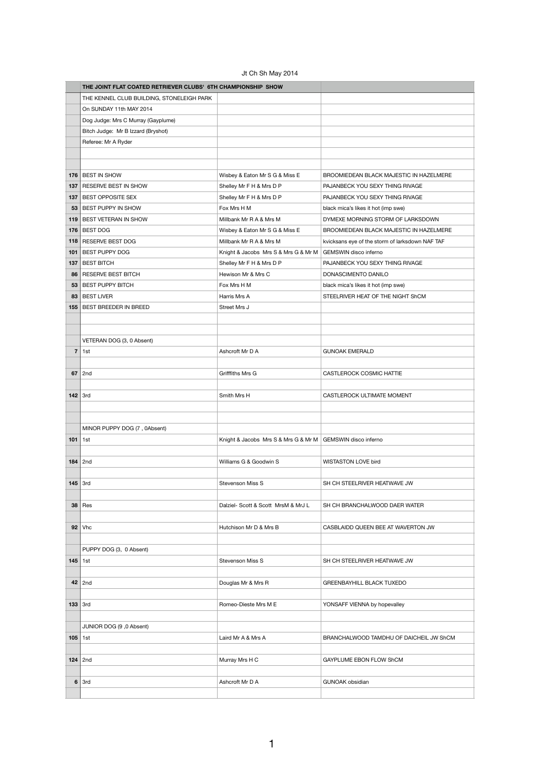Jt Ch Sh May 2014

| | THE JOINT FLAT COATED RETRIEVER CLUBS' 6TH CHAMPIONSHIP SHOW | | |
|---|---|---|---|
| | THE KENNEL CLUB BUILDING, STONELEIGH PARK | | |
| | On SUNDAY 11th MAY 2014 | | |
| | Dog Judge: Mrs C Murray (Gayplume) | | |
| | Bitch Judge: Mr B Izzard (Bryshot) | | |
| | Referee: Mr A Ryder | | |
| | | | |
| | | | |
| **176** | BEST IN SHOW | Wisbey & Eaton Mr S G & Miss E | BROOMIEDEAN BLACK MAJESTIC IN HAZELMERE |
| **137** | RESERVE BEST IN SHOW | Shelley Mr F H & Mrs D P | PAJANBECK YOU SEXY THING RIVAGE |
| **137** | BEST OPPOSITE SEX | Shelley Mr F H & Mrs D P | PAJANBECK YOU SEXY THING RIVAGE |
| **53** | BEST PUPPY IN SHOW | Fox Mrs H M | black mica's likes it hot (imp swe) |
| **119** | BEST VETERAN IN SHOW | Millbank Mr R A & Mrs M | DYMEXE MORNING STORM OF LARKSDOWN |
| **176** | BEST DOG | Wisbey & Eaton Mr S G & Miss E | BROOMIEDEAN BLACK MAJESTIC IN HAZELMERE |
| **118** | RESERVE BEST DOG | Millbank Mr R A & Mrs M | kvicksans eye of the storm of larksdown NAF TAF |
| **101** | BEST PUPPY DOG | Knight & Jacobs Mrs S & Mrs G & Mr M | GEMSWIN disco inferno |
| **137** | BEST BITCH | Shelley Mr F H & Mrs D P | PAJANBECK YOU SEXY THING RIVAGE |
| **86** | RESERVE BEST BITCH | Hewison Mr & Mrs C | DONASCIMENTO DANILO |
| **53** | BEST PUPPY BITCH | Fox Mrs H M | black mica's likes it hot (imp swe) |
| **83** | BEST LIVER | Harris Mrs A | STEELRIVER HEAT OF THE NIGHT ShCM |
| **155** | BEST BREEDER IN BREED | Street Mrs J | |
| | | | |
| | | | |
| | VETERAN DOG (3, 0 Absent) | | |
| **7** | 1st | Ashcroft Mr D A | GUNOAK EMERALD |
| | | | |
| **67** | 2nd | Grifffiths Mrs G | CASTLEROCK COSMIC HATTIE |
| | | | |
| **142** | 3rd | Smith Mrs H | CASTLEROCK ULTIMATE MOMENT |
| | | | |
| | | | |
| | MINOR PUPPY DOG (7 , 0Absent) | | |
| **101** | 1st | Knight & Jacobs Mrs S & Mrs G & Mr M | GEMSWIN disco inferno |
| | | | |
| **184** | 2nd | Williams G & Goodwin S | WISTASTON LOVE bird |
| | | | |
| **145** | 3rd | Stevenson Miss S | SH CH STEELRIVER HEATWAVE JW |
| | | | |
| **38** | Res | Dalziel- Scott & Scott MrsM & MrJ L | SH CH BRANCHALWOOD DAER WATER |
| | | | |
| **92** | Vhc | Hutchison Mr D & Mrs B | CASBLAIDD QUEEN BEE AT WAVERTON JW |
| | | | |
| | PUPPY DOG (3, 0 Absent) | | |
| **145** | 1st | Stevenson Miss S | SH CH STEELRIVER HEATWAVE JW |
| | | | |
| **42** | 2nd | Douglas Mr & Mrs R | GREENBAYHILL BLACK TUXEDO |
| | | | |
| **133** | 3rd | Romeo-Dieste Mrs M E | YONSAFF VIENNA by hopevalley |
| | | | |
| | JUNIOR DOG (9 ,0 Absent) | | |
| **105** | 1st | Laird Mr A & Mrs A | BRANCHALWOOD TAMDHU OF DAICHEIL JW ShCM |
| | | | |
| **124** | 2nd | Murray Mrs H C | GAYPLUME EBON FLOW ShCM |
| | | | |
| **6** | 3rd | Ashcroft Mr D A | GUNOAK obsidian |
| | | | |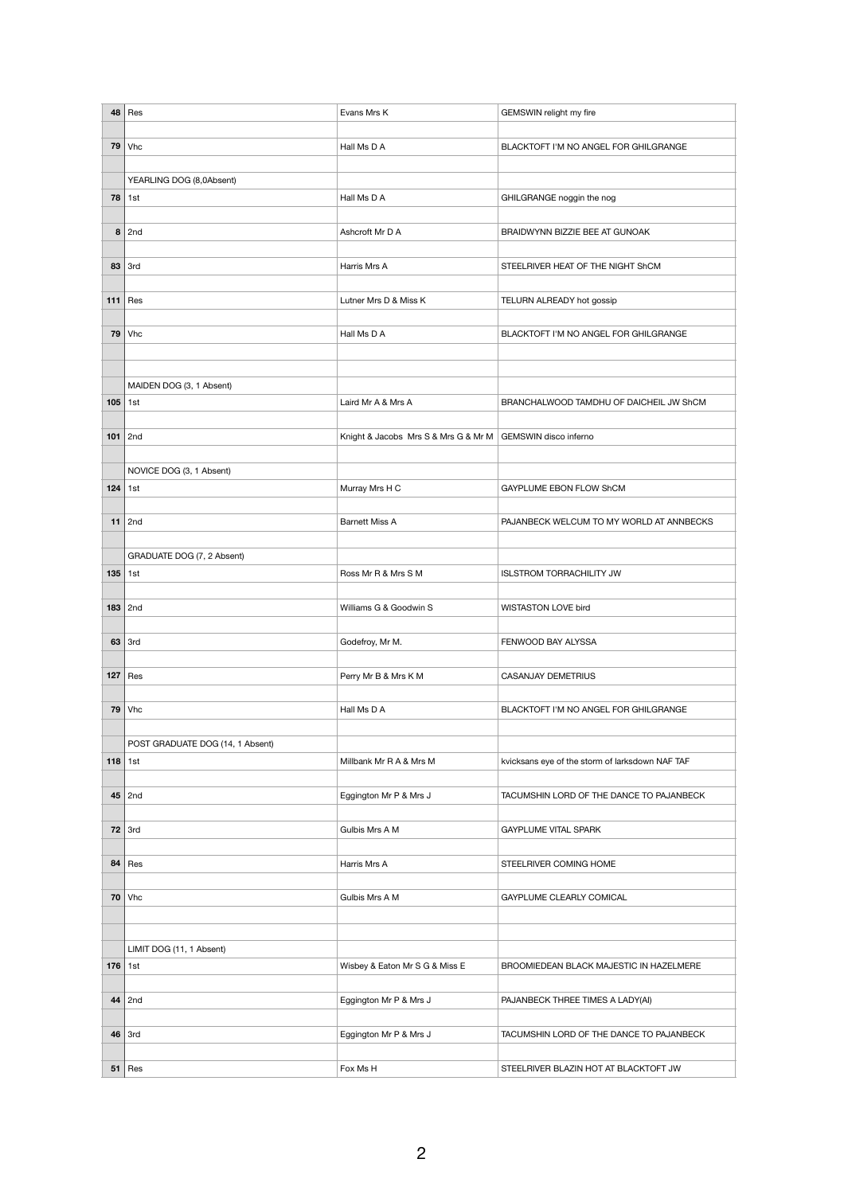| | | | |
|---|---|---|---|
| **48** | Res | Evans Mrs K | GEMSWIN relight my fire |
| **79** | Vhc | Hall Ms D A | BLACKTOFT I'M NO ANGEL FOR GHILGRANGE |
| | YEARLING DOG (8,0Absent) | | |
| **78** | 1st | Hall Ms D A | GHILGRANGE noggin the nog |
| **8** | 2nd | Ashcroft Mr D A | BRAIDWYNN BIZZIE BEE AT GUNOAK |
| **83** | 3rd | Harris Mrs A | STEELRIVER HEAT OF THE NIGHT ShCM |
| **111** | Res | Lutner Mrs D & Miss K | TELURN ALREADY hot gossip |
| **79** | Vhc | Hall Ms D A | BLACKTOFT I'M NO ANGEL FOR GHILGRANGE |
| | MAIDEN DOG (3, 1 Absent) | | |
| **105** | 1st | Laird Mr A & Mrs A | BRANCHALWOOD TAMDHU OF DAICHEIL JW ShCM |
| **101** | 2nd | Knight & Jacobs Mrs S & Mrs G & Mr M | GEMSWIN disco inferno |
| | NOVICE DOG (3, 1 Absent) | | |
| **124** | 1st | Murray Mrs H C | GAYPLUME EBON FLOW ShCM |
| **11** | 2nd | Barnett Miss A | PAJANBECK WELCUM TO MY WORLD AT ANNBECKS |
| | GRADUATE DOG (7, 2 Absent) | | |
| **135** | 1st | Ross Mr R & Mrs S M | ISLSTROM TORRACHILITY JW |
| **183** | 2nd | Williams G & Goodwin S | WISTASTON LOVE bird |
| **63** | 3rd | Godefroy, Mr M. | FENWOOD BAY ALYSSA |
| **127** | Res | Perry Mr B & Mrs K M | CASANJAY DEMETRIUS |
| **79** | Vhc | Hall Ms D A | BLACKTOFT I'M NO ANGEL FOR GHILGRANGE |
| | POST GRADUATE DOG (14, 1 Absent) | | |
| **118** | 1st | Millbank Mr R A & Mrs M | kvicksans eye of the storm of larksdown NAF TAF |
| **45** | 2nd | Eggington Mr P & Mrs J | TACUMSHIN LORD OF THE DANCE TO PAJANBECK |
| **72** | 3rd | Gulbis Mrs A M | GAYPLUME VITAL SPARK |
| **84** | Res | Harris Mrs A | STEELRIVER COMING HOME |
| **70** | Vhc | Gulbis Mrs A M | GAYPLUME CLEARLY COMICAL |
| | LIMIT DOG (11, 1 Absent) | | |
| **176** | 1st | Wisbey & Eaton Mr S G & Miss E | BROOMIEDEAN BLACK MAJESTIC IN HAZELMERE |
| **44** | 2nd | Eggington Mr P & Mrs J | PAJANBECK THREE TIMES A LADY(AI) |
| **46** | 3rd | Eggington Mr P & Mrs J | TACUMSHIN LORD OF THE DANCE TO PAJANBECK |
| **51** | Res | Fox Ms H | STEELRIVER BLAZIN HOT AT BLACKTOFT JW |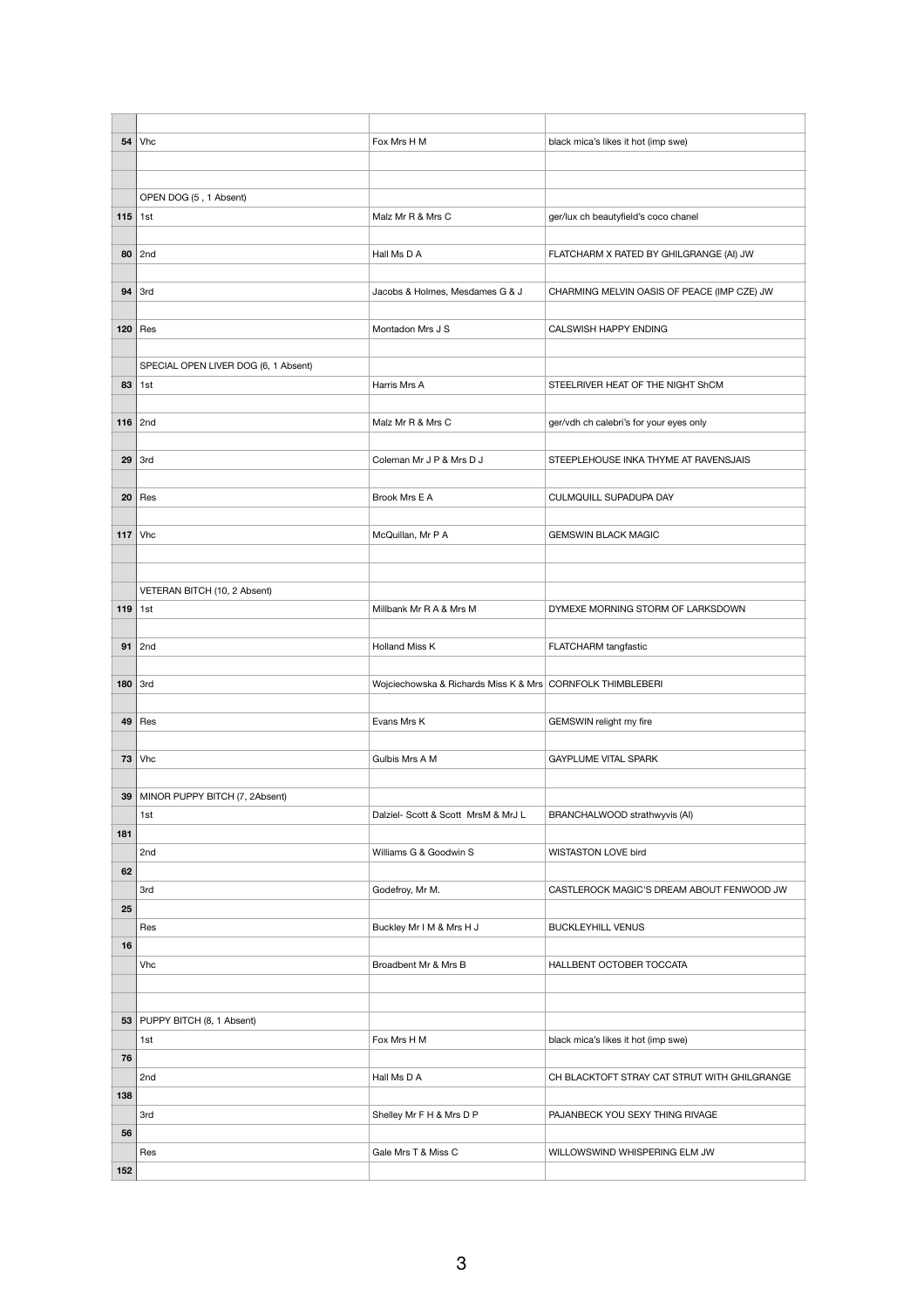| | | | |
|---|---|---|---|
| 54 | Vhc | Fox Mrs H M | black mica's likes it hot (imp swe) |
| | | | |
| | OPEN DOG (5 , 1 Absent) | | |
| 115 | 1st | Malz Mr R & Mrs C | ger/lux ch beautyfield's coco chanel |
| 80 | 2nd | Hall Ms D A | FLATCHARM X RATED BY GHILGRANGE (AI) JW |
| 94 | 3rd | Jacobs & Holmes, Mesdames G & J | CHARMING MELVIN OASIS OF PEACE (IMP CZE) JW |
| 120 | Res | Montadon Mrs J S | CALSWISH HAPPY ENDING |
| | SPECIAL OPEN LIVER DOG (6, 1 Absent) | | |
| 83 | 1st | Harris Mrs A | STEELRIVER HEAT OF THE NIGHT ShCM |
| 116 | 2nd | Malz Mr R & Mrs C | ger/vdh ch calebri's for your eyes only |
| 29 | 3rd | Coleman Mr J P & Mrs D J | STEEPLEHOUSE INKA THYME AT RAVENSJAIS |
| 20 | Res | Brook Mrs E A | CULMQUILL SUPADUPA DAY |
| 117 | Vhc | McQuillan, Mr P A | GEMSWIN BLACK MAGIC |
| | | | |
| | VETERAN BITCH (10, 2 Absent) | | |
| 119 | 1st | Millbank Mr R A & Mrs M | DYMEXE MORNING STORM OF LARKSDOWN |
| 91 | 2nd | Holland Miss K | FLATCHARM tangfastic |
| 180 | 3rd | Wojciechowska & Richards Miss K & Mrs | CORNFOLK THIMBLEBERI |
| 49 | Res | Evans Mrs K | GEMSWIN relight my fire |
| 73 | Vhc | Gulbis Mrs A M | GAYPLUME VITAL SPARK |
| 39 | MINOR PUPPY BITCH (7, 2Absent) | | |
| 181 | 1st | Dalziel- Scott & Scott MrsM & MrJ L | BRANCHALWOOD strathwyvis (AI) |
| 62 | 2nd | Williams G & Goodwin S | WISTASTON LOVE bird |
| 25 | 3rd | Godefroy, Mr M. | CASTLEROCK MAGIC'S DREAM ABOUT FENWOOD JW |
| 16 | Res | Buckley Mr I M & Mrs H J | BUCKLEYHILL VENUS |
| | Vhc | Broadbent Mr & Mrs B | HALLBENT OCTOBER TOCCATA |
| | | | |
| 53 | PUPPY BITCH (8, 1 Absent) | | |
| 76 | 1st | Fox Mrs H M | black mica's likes it hot (imp swe) |
| 138 | 2nd | Hall Ms D A | CH BLACKTOFT STRAY CAT STRUT WITH GHILGRANGE |
| 56 | 3rd | Shelley Mr F H & Mrs D P | PAJANBECK YOU SEXY THING RIVAGE |
| 152 | Res | Gale Mrs T & Miss C | WILLOWSWIND WHISPERING ELM JW |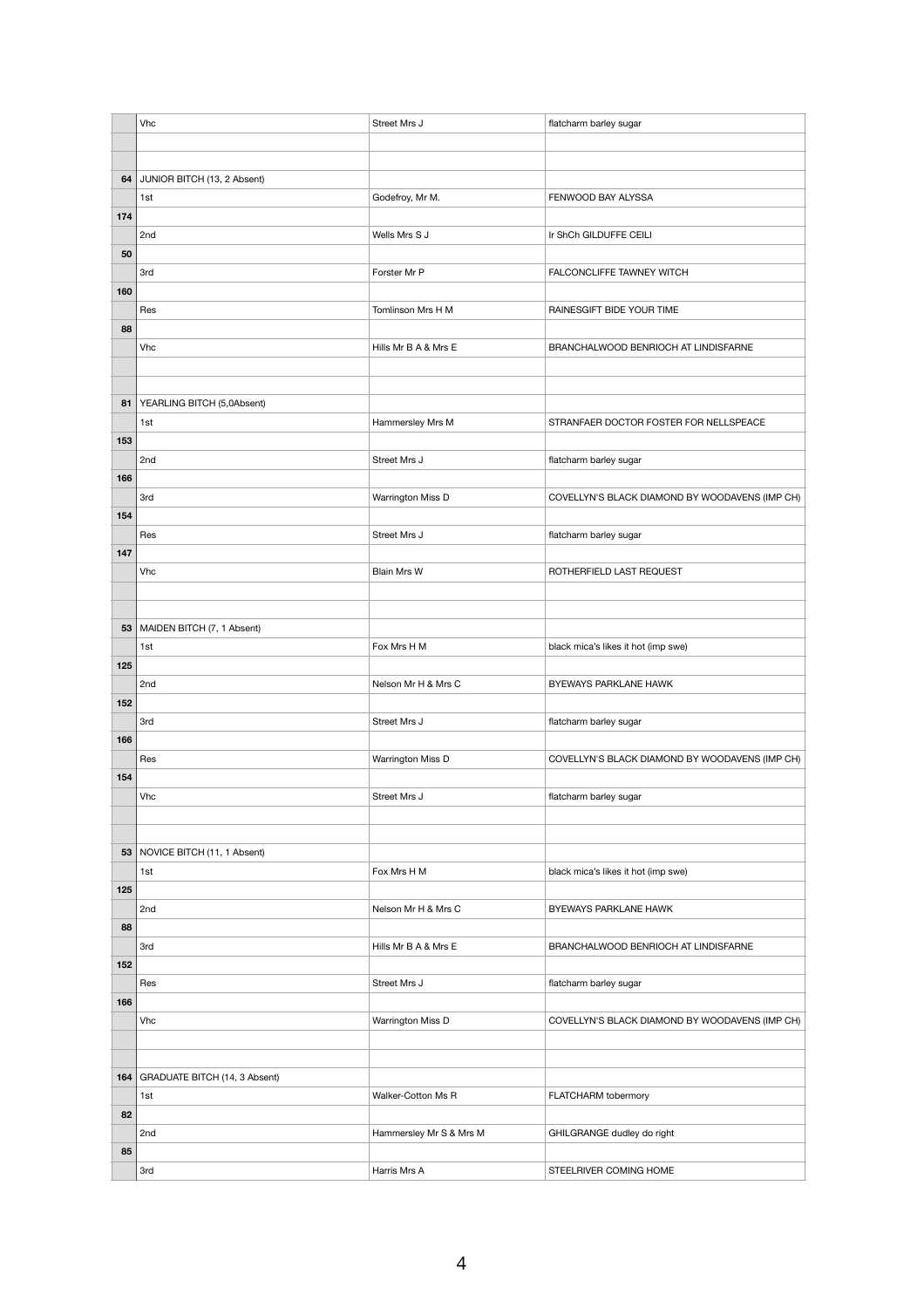| | | | |
|---|---|---|---|
| | Vhc | Street Mrs J | flatcharm barley sugar |
| | | | |
| | | | |
| 64 | JUNIOR BITCH (13, 2 Absent) | | |
| | 1st | Godefroy, Mr M. | FENWOOD BAY ALYSSA |
| 174 | | | |
| | 2nd | Wells Mrs S J | Ir ShCh GILDUFFE CEILI |
| 50 | | | |
| | 3rd | Forster Mr P | FALCONCLIFFE TAWNEY WITCH |
| 160 | | | |
| | Res | Tomlinson Mrs H M | RAINESGIFT BIDE YOUR TIME |
| 88 | | | |
| | Vhc | Hills Mr B A & Mrs E | BRANCHALWOOD BENRIOCH AT LINDISFARNE |
| | | | |
| | | | |
| 81 | YEARLING BITCH (5,0Absent) | | |
| | 1st | Hammersley Mrs M | STRANFAER DOCTOR FOSTER FOR NELLSPEACE |
| 153 | | | |
| | 2nd | Street Mrs J | flatcharm barley sugar |
| 166 | | | |
| | 3rd | Warrington Miss D | COVELLYN'S BLACK DIAMOND BY WOODAVENS (IMP CH) |
| 154 | | | |
| | Res | Street Mrs J | flatcharm barley sugar |
| 147 | | | |
| | Vhc | Blain Mrs W | ROTHERFIELD LAST REQUEST |
| | | | |
| | | | |
| 53 | MAIDEN BITCH (7, 1 Absent) | | |
| | 1st | Fox Mrs H M | black mica's likes it hot (imp swe) |
| 125 | | | |
| | 2nd | Nelson Mr H & Mrs C | BYEWAYS PARKLANE HAWK |
| 152 | | | |
| | 3rd | Street Mrs J | flatcharm barley sugar |
| 166 | | | |
| | Res | Warrington Miss D | COVELLYN'S BLACK DIAMOND BY WOODAVENS (IMP CH) |
| 154 | | | |
| | Vhc | Street Mrs J | flatcharm barley sugar |
| | | | |
| | | | |
| 53 | NOVICE BITCH (11, 1 Absent) | | |
| | 1st | Fox Mrs H M | black mica's likes it hot (imp swe) |
| 125 | | | |
| | 2nd | Nelson Mr H & Mrs C | BYEWAYS PARKLANE HAWK |
| 88 | | | |
| | 3rd | Hills Mr B A & Mrs E | BRANCHALWOOD BENRIOCH AT LINDISFARNE |
| 152 | | | |
| | Res | Street Mrs J | flatcharm barley sugar |
| 166 | | | |
| | Vhc | Warrington Miss D | COVELLYN'S BLACK DIAMOND BY WOODAVENS (IMP CH) |
| | | | |
| | | | |
| 164 | GRADUATE BITCH (14, 3 Absent) | | |
| | 1st | Walker-Cotton Ms R | FLATCHARM tobermory |
| 82 | | | |
| | 2nd | Hammersley Mr S & Mrs M | GHILGRANGE dudley do right |
| 85 | | | |
| | 3rd | Harris Mrs A | STEELRIVER COMING HOME |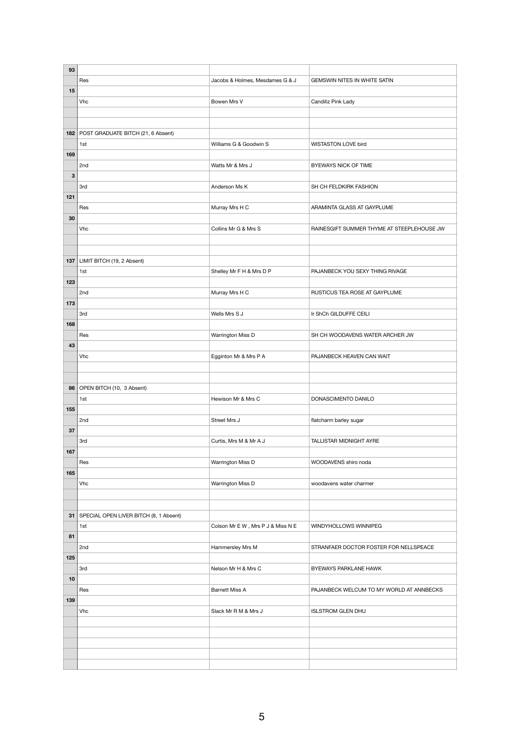| | | | |
|---|---|---|---|
| 93 | | | |
| | Res | Jacobs & Holmes, Mesdames G & J | GEMSWIN NITES IN WHITE SATIN |
| 15 | | | |
| | Vhc | Bowen Mrs V | Candiliz Pink Lady |
| | | | |
| | | | |
| 182 | POST GRADUATE BITCH (21, 6 Absent) | | |
| | 1st | Williams G & Goodwin S | WISTASTON LOVE bird |
| 169 | | | |
| | 2nd | Watts Mr & Mrs J | BYEWAYS NICK OF TIME |
| 3 | | | |
| | 3rd | Anderson Ms K | SH CH FELDKIRK FASHION |
| 121 | | | |
| | Res | Murray Mrs H C | ARAMINTA GLASS AT GAYPLUME |
| 30 | | | |
| | Vhc | Collins Mr G & Mrs S | RAINESGIFT SUMMER THYME AT STEEPLEHOUSE JW |
| | | | |
| | | | |
| 137 | LIMIT BITCH (19, 2 Absent) | | |
| | 1st | Shelley Mr F H & Mrs D P | PAJANBECK YOU SEXY THING RIVAGE |
| 123 | | | |
| | 2nd | Murray Mrs H C | RUSTICUS TEA ROSE AT GAYPLUME |
| 173 | | | |
| | 3rd | Wells Mrs S J | Ir ShCh GILDUFFE CEILI |
| 168 | | | |
| | Res | Warrington Miss D | SH CH WOODAVENS WATER ARCHER JW |
| 43 | | | |
| | Vhc | Egginton Mr & Mrs P A | PAJANBECK HEAVEN CAN WAIT |
| | | | |
| | | | |
| 86 | OPEN BITCH (10, 3 Absent) | | |
| | 1st | Hewison Mr & Mrs C | DONASCIMENTO DANILO |
| 155 | | | |
| | 2nd | Street Mrs J | flatcharm barley sugar |
| 37 | | | |
| | 3rd | Curtis, Mrs M & Mr A J | TALLISTAR MIDNIGHT AYRE |
| 167 | | | |
| | Res | Warrington Miss D | WOODAVENS shiro noda |
| 165 | | | |
| | Vhc | Warrington Miss D | woodavens water charmer |
| | | | |
| | | | |
| 31 | SPECIAL OPEN LIVER BITCH (8, 1 Absent) | | |
| | 1st | Colson Mr E W , Mrs P J & Miss N E | WINDYHOLLOWS WINNIPEG |
| 81 | | | |
| | 2nd | Hammersley Mrs M | STRANFAER DOCTOR FOSTER FOR NELLSPEACE |
| 125 | | | |
| | 3rd | Nelson Mr H & Mrs C | BYEWAYS PARKLANE HAWK |
| 10 | | | |
| | Res | Barnett Miss A | PAJANBECK WELCUM TO MY WORLD AT ANNBECKS |
| 139 | | | |
| | Vhc | Slack Mr R M & Mrs J | ISLSTROM GLEN DHU |